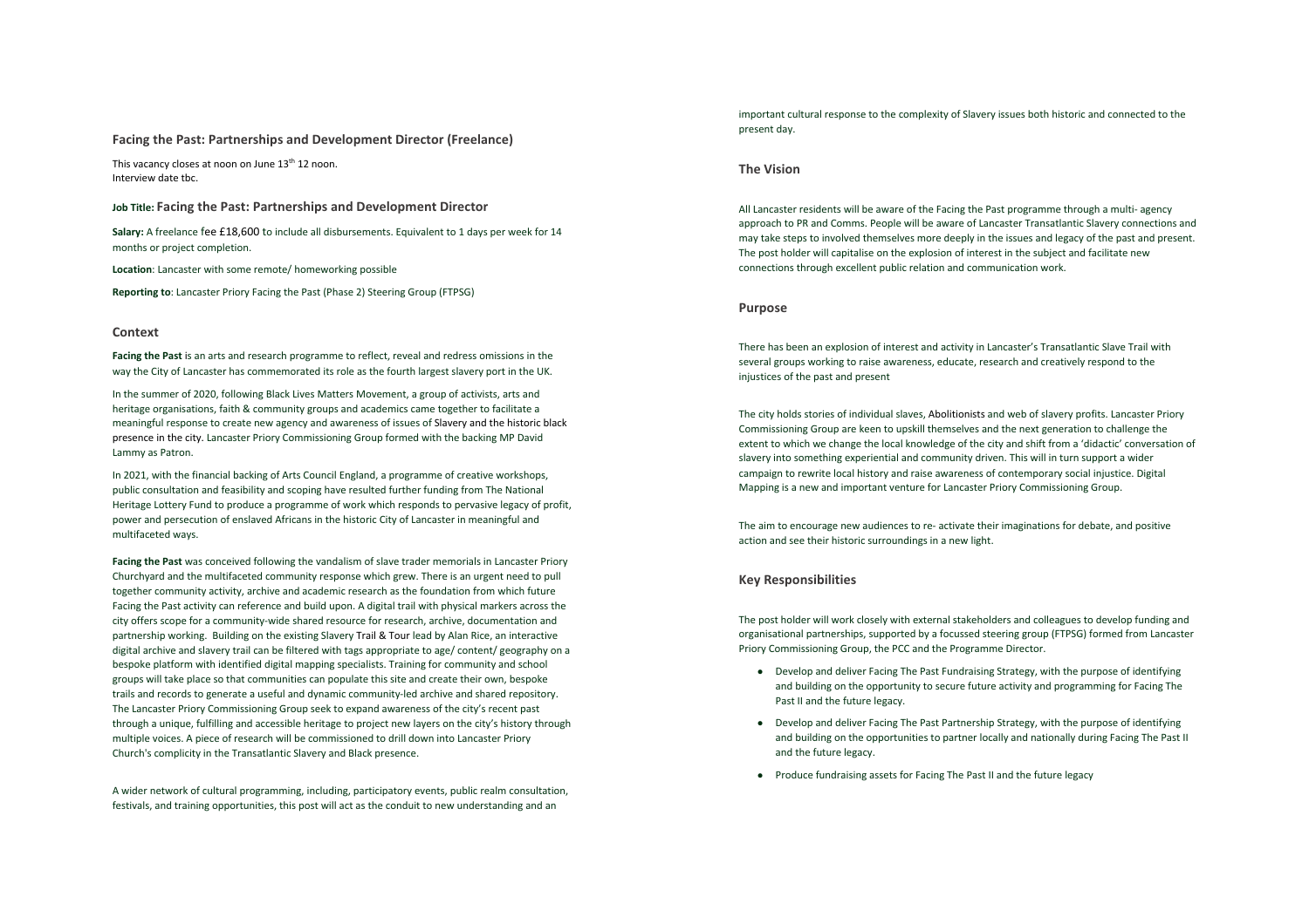## Facing the Past: Partnerships and Development Director (Freelance)

This vacancy closes at noon on June 13th 12 noon.
Interview date tbc.

**Job Title: Facing the Past: Partnerships and Development Director**

**Salary:** A freelance fee £18,600 to include all disbursements. Equivalent to 1 days per week for 14 months or project completion.

**Location**: Lancaster with some remote/ homeworking possible

**Reporting to**: Lancaster Priory Facing the Past (Phase 2) Steering Group (FTPSG)

### Context

**Facing the Past** is an arts and research programme to reflect, reveal and redress omissions in the way the City of Lancaster has commemorated its role as the fourth largest slavery port in the UK.

In the summer of 2020, following Black Lives Matters Movement, a group of activists, arts and heritage organisations, faith & community groups and academics came together to facilitate a meaningful response to create new agency and awareness of issues of Slavery and the historic black presence in the city. Lancaster Priory Commissioning Group formed with the backing MP David Lammy as Patron.

In 2021, with the financial backing of Arts Council England, a programme of creative workshops, public consultation and feasibility and scoping have resulted further funding from The National Heritage Lottery Fund to produce a programme of work which responds to pervasive legacy of profit, power and persecution of enslaved Africans in the historic City of Lancaster in meaningful and multifaceted ways.

**Facing the Past** was conceived following the vandalism of slave trader memorials in Lancaster Priory Churchyard and the multifaceted community response which grew. There is an urgent need to pull together community activity, archive and academic research as the foundation from which future Facing the Past activity can reference and build upon. A digital trail with physical markers across the city offers scope for a community-wide shared resource for research, archive, documentation and partnership working. Building on the existing Slavery Trail & Tour lead by Alan Rice, an interactive digital archive and slavery trail can be filtered with tags appropriate to age/ content/ geography on a bespoke platform with identified digital mapping specialists. Training for community and school groups will take place so that communities can populate this site and create their own, bespoke trails and records to generate a useful and dynamic community-led archive and shared repository. The Lancaster Priory Commissioning Group seek to expand awareness of the city's recent past through a unique, fulfilling and accessible heritage to project new layers on the city's history through multiple voices. A piece of research will be commissioned to drill down into Lancaster Priory Church's complicity in the Transatlantic Slavery and Black presence.

A wider network of cultural programming, including, participatory events, public realm consultation, festivals, and training opportunities, this post will act as the conduit to new understanding and an important cultural response to the complexity of Slavery issues both historic and connected to the present day.

### The Vision

All Lancaster residents will be aware of the Facing the Past programme through a multi- agency approach to PR and Comms. People will be aware of Lancaster Transatlantic Slavery connections and may take steps to involved themselves more deeply in the issues and legacy of the past and present. The post holder will capitalise on the explosion of interest in the subject and facilitate new connections through excellent public relation and communication work.

### Purpose

There has been an explosion of interest and activity in Lancaster's Transatlantic Slave Trail with several groups working to raise awareness, educate, research and creatively respond to the injustices of the past and present

The city holds stories of individual slaves, Abolitionists and web of slavery profits. Lancaster Priory Commissioning Group are keen to upskill themselves and the next generation to challenge the extent to which we change the local knowledge of the city and shift from a 'didactic' conversation of slavery into something experiential and community driven. This will in turn support a wider campaign to rewrite local history and raise awareness of contemporary social injustice. Digital Mapping is a new and important venture for Lancaster Priory Commissioning Group.

The aim to encourage new audiences to re- activate their imaginations for debate, and positive action and see their historic surroundings in a new light.

### Key Responsibilities

The post holder will work closely with external stakeholders and colleagues to develop funding and organisational partnerships, supported by a focussed steering group (FTPSG) formed from Lancaster Priory Commissioning Group, the PCC and the Programme Director.

- Develop and deliver Facing The Past Fundraising Strategy, with the purpose of identifying and building on the opportunity to secure future activity and programming for Facing The Past II and the future legacy.
- Develop and deliver Facing The Past Partnership Strategy, with the purpose of identifying and building on the opportunities to partner locally and nationally during Facing The Past II and the future legacy.
- Produce fundraising assets for Facing The Past II and the future legacy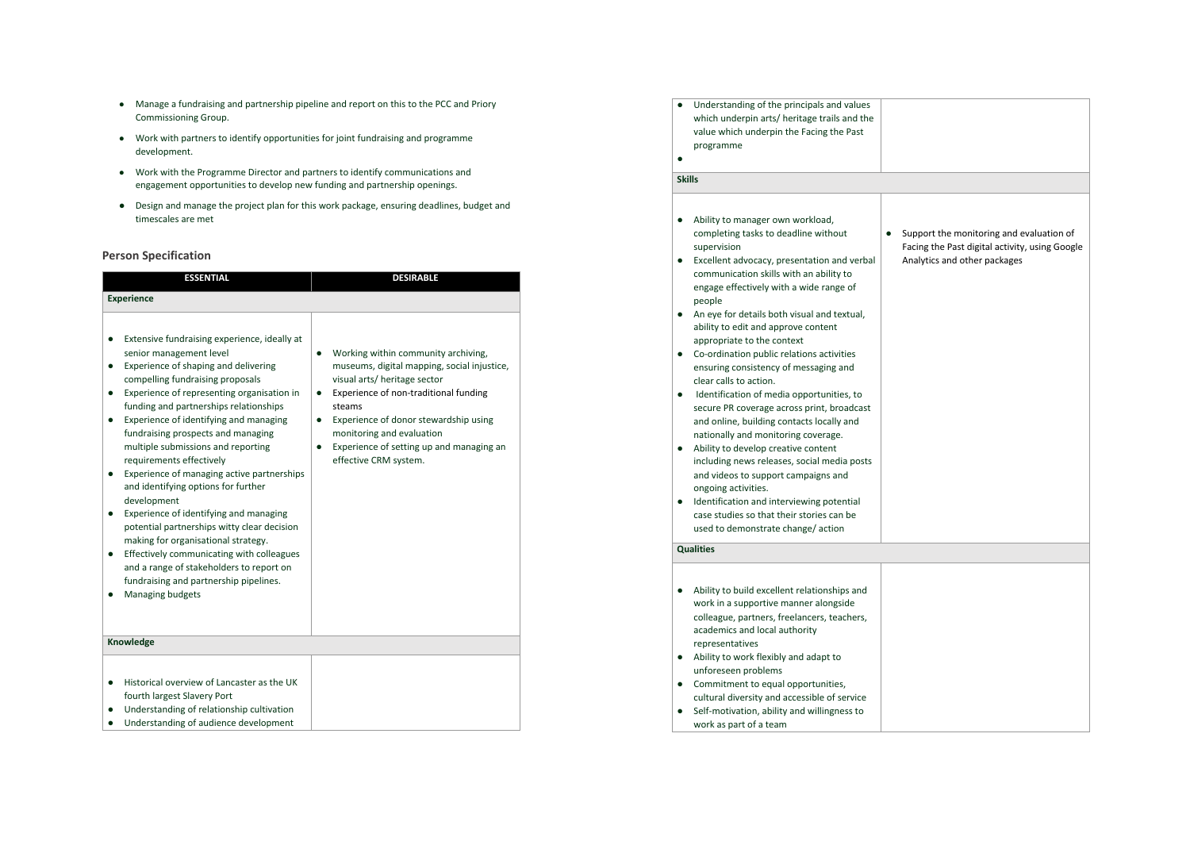- Manage a fundraising and partnership pipeline and report on this to the PCC and Priory Commissioning Group.
- Work with partners to identify opportunities for joint fundraising and programme development.
- Work with the Programme Director and partners to identify communications and engagement opportunities to develop new funding and partnership openings.
- Design and manage the project plan for this work package, ensuring deadlines, budget and timescales are met

## Person Specification

| ESSENTIAL | DESIRABLE |
|---|---|
| **Experience** | |
| • Extensive fundraising experience, ideally at senior management level<br>• Experience of shaping and delivering compelling fundraising proposals<br>• Experience of representing organisation in funding and partnerships relationships<br>• Experience of identifying and managing fundraising prospects and managing multiple submissions and reporting requirements effectively<br>• Experience of managing active partnerships and identifying options for further development<br>• Experience of identifying and managing potential partnerships witty clear decision making for organisational strategy.<br>• Effectively communicating with colleagues and a range of stakeholders to report on fundraising and partnership pipelines.<br>• Managing budgets | • Working within community archiving, museums, digital mapping, social injustice, visual arts/ heritage sector<br>• Experience of non-traditional funding steams<br>• Experience of donor stewardship using monitoring and evaluation<br>• Experience of setting up and managing an effective CRM system. |
| **Knowledge** | |
| • Historical overview of Lancaster as the UK fourth largest Slavery Port<br>• Understanding of relationship cultivation<br>• Understanding of audience development<br>• Understanding of the principals and values which underpin arts/ heritage trails and the value which underpin the Facing the Past programme<br>• | |
| **Skills** | |
| • Ability to manager own workload, completing tasks to deadline without supervision<br>• Excellent advocacy, presentation and verbal communication skills with an ability to engage effectively with a wide range of people<br>• An eye for details both visual and textual, ability to edit and approve content appropriate to the context<br>• Co-ordination public relations activities ensuring consistency of messaging and clear calls to action.<br>• Identification of media opportunities, to secure PR coverage across print, broadcast and online, building contacts locally and nationally and monitoring coverage.<br>• Ability to develop creative content including news releases, social media posts and videos to support campaigns and ongoing activities.<br>• Identification and interviewing potential case studies so that their stories can be used to demonstrate change/ action | • Support the monitoring and evaluation of Facing the Past digital activity, using Google Analytics and other packages |
| **Qualities** | |
| • Ability to build excellent relationships and work in a supportive manner alongside colleague, partners, freelancers, teachers, academics and local authority representatives<br>• Ability to work flexibly and adapt to unforeseen problems<br>• Commitment to equal opportunities, cultural diversity and accessible of service<br>• Self-motivation, ability and willingness to work as part of a team | |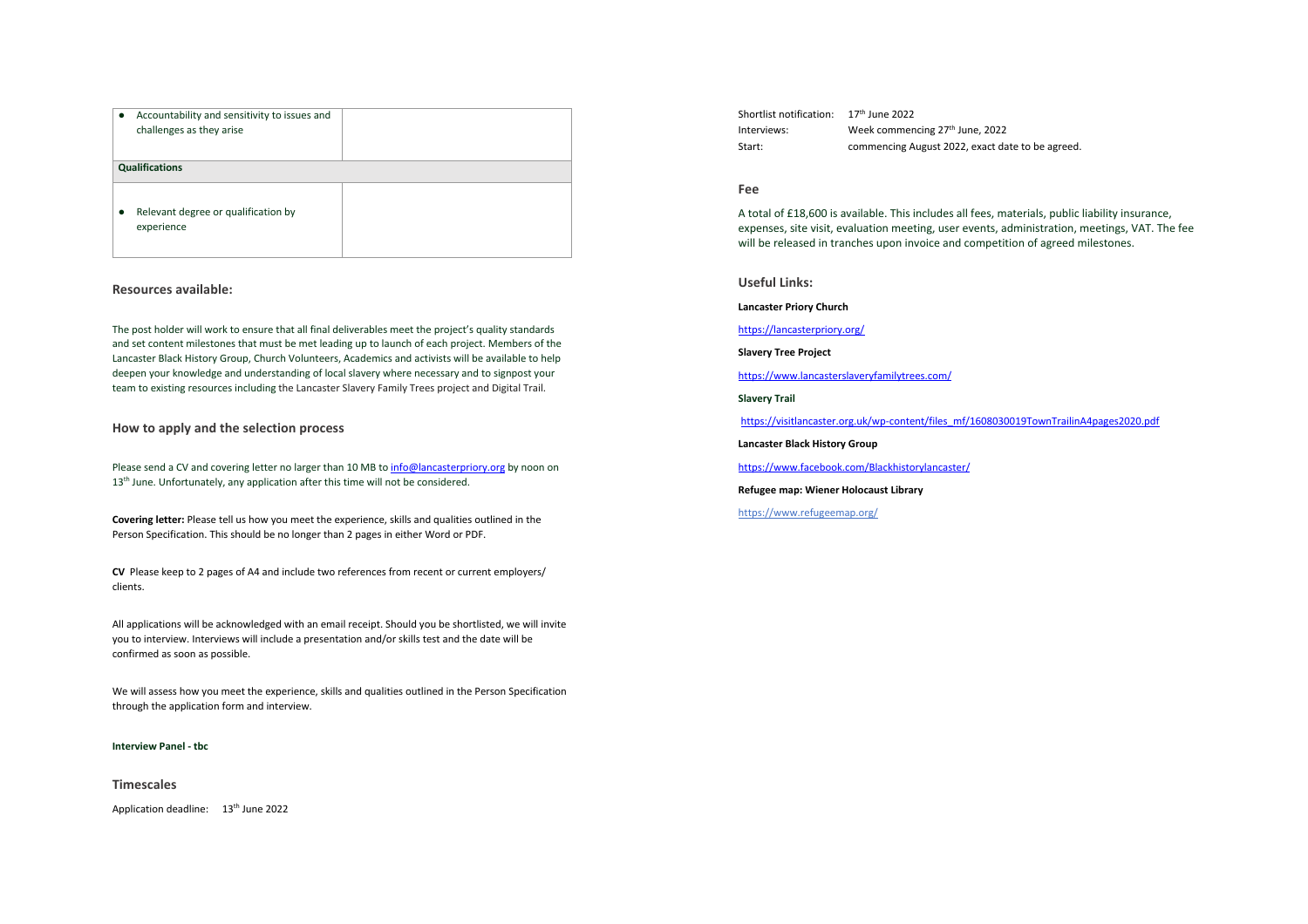| | |
|---|---|
| • Accountability and sensitivity to issues and challenges as they arise | |
| **Qualifications** | |
| • Relevant degree or qualification by experience | |

## Resources available:

The post holder will work to ensure that all final deliverables meet the project's quality standards and set content milestones that must be met leading up to launch of each project. Members of the Lancaster Black History Group, Church Volunteers, Academics and activists will be available to help deepen your knowledge and understanding of local slavery where necessary and to signpost your team to existing resources including the Lancaster Slavery Family Trees project and Digital Trail.

## How to apply and the selection process

Please send a CV and covering letter no larger than 10 MB to info@lancasterpriory.org by noon on 13th June. Unfortunately, any application after this time will not be considered.

**Covering letter:** Please tell us how you meet the experience, skills and qualities outlined in the Person Specification. This should be no longer than 2 pages in either Word or PDF.

**CV** Please keep to 2 pages of A4 and include two references from recent or current employers/ clients.

All applications will be acknowledged with an email receipt. Should you be shortlisted, we will invite you to interview. Interviews will include a presentation and/or skills test and the date will be confirmed as soon as possible.

We will assess how you meet the experience, skills and qualities outlined in the Person Specification through the application form and interview.

**Interview Panel - tbc**

## Timescales

Application deadline: 13th June 2022
Shortlist notification: 17th June 2022
Interviews: Week commencing 27th June, 2022
Start: commencing August 2022, exact date to be agreed.

## Fee

A total of £18,600 is available. This includes all fees, materials, public liability insurance, expenses, site visit, evaluation meeting, user events, administration, meetings, VAT. The fee will be released in tranches upon invoice and competition of agreed milestones.

## Useful Links:

**Lancaster Priory Church**

https://lancasterpriory.org/

**Slavery Tree Project**

https://www.lancasterslaveryfamilytrees.com/

**Slavery Trail**

https://visitlancaster.org.uk/wp-content/files_mf/1608030019TownTrailinA4pages2020.pdf

**Lancaster Black History Group**

https://www.facebook.com/Blackhistorylancaster/

**Refugee map: Wiener Holocaust Library**

https://www.refugeemap.org/